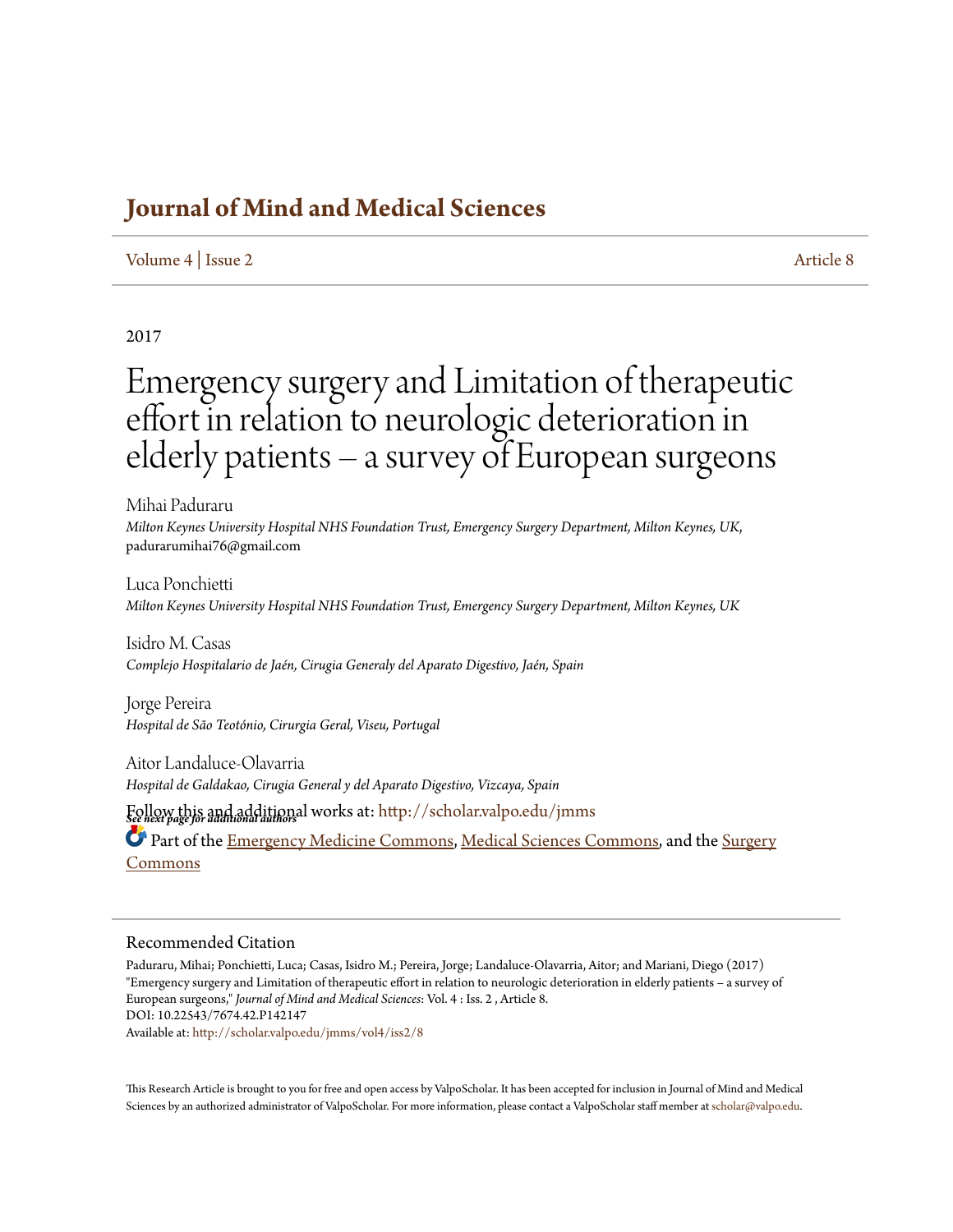# Journal of Mind and Medical Sciences

Volume 4 | Issue 2 Article 8

2017

# Emergency surgery and Limitation of therapeutic effort in relation to neurologic deterioration in elderly patients – a survey of European surgeons

Mihai Paduraru
*Milton Keynes University Hospital NHS Foundation Trust, Emergency Surgery Department, Milton Keynes, UK*, padurarumihai76@gmail.com

Luca Ponchietti
*Milton Keynes University Hospital NHS Foundation Trust, Emergency Surgery Department, Milton Keynes, UK*

Isidro M. Casas
*Complejo Hospitalario de Jaén, Cirugia Generaly del Aparato Digestivo, Jaén, Spain*

Jorge Pereira
*Hospital de São Teotónio, Cirurgia Geral, Viseu, Portugal*

Aitor Landaluce-Olavarria
*Hospital de Galdakao, Cirugia General y del Aparato Digestivo, Vizcaya, Spain*

***See next page for additional authors***

Follow this and additional works at: http://scholar.valpo.edu/jmms

Part of the Emergency Medicine Commons, Medical Sciences Commons, and the Surgery Commons

## Recommended Citation

Paduraru, Mihai; Ponchietti, Luca; Casas, Isidro M.; Pereira, Jorge; Landaluce-Olavarria, Aitor; and Mariani, Diego (2017) "Emergency surgery and Limitation of therapeutic effort in relation to neurologic deterioration in elderly patients – a survey of European surgeons," *Journal of Mind and Medical Sciences*: Vol. 4 : Iss. 2 , Article 8.
DOI: 10.22543/7674.42.P142147
Available at: http://scholar.valpo.edu/jmms/vol4/iss2/8

This Research Article is brought to you for free and open access by ValpoScholar. It has been accepted for inclusion in Journal of Mind and Medical Sciences by an authorized administrator of ValpoScholar. For more information, please contact a ValpoScholar staff member at scholar@valpo.edu.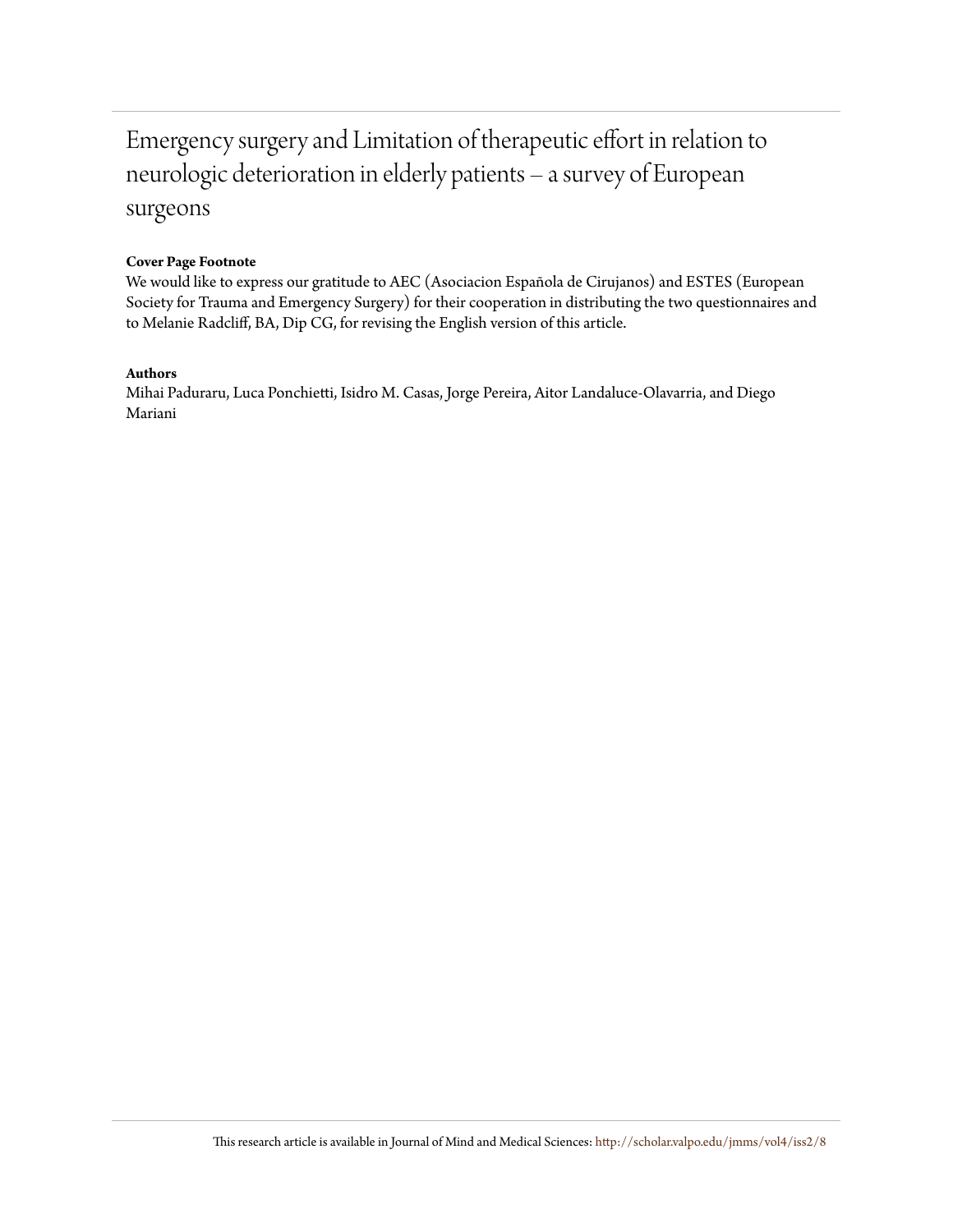# Emergency surgery and Limitation of therapeutic effort in relation to neurologic deterioration in elderly patients – a survey of European surgeons

**Cover Page Footnote**

We would like to express our gratitude to AEC (Asociacion Española de Cirujanos) and ESTES (European Society for Trauma and Emergency Surgery) for their cooperation in distributing the two questionnaires and to Melanie Radcliff, BA, Dip CG, for revising the English version of this article.

**Authors**

Mihai Paduraru, Luca Ponchietti, Isidro M. Casas, Jorge Pereira, Aitor Landaluce-Olavarria, and Diego Mariani

This research article is available in Journal of Mind and Medical Sciences: http://scholar.valpo.edu/jmms/vol4/iss2/8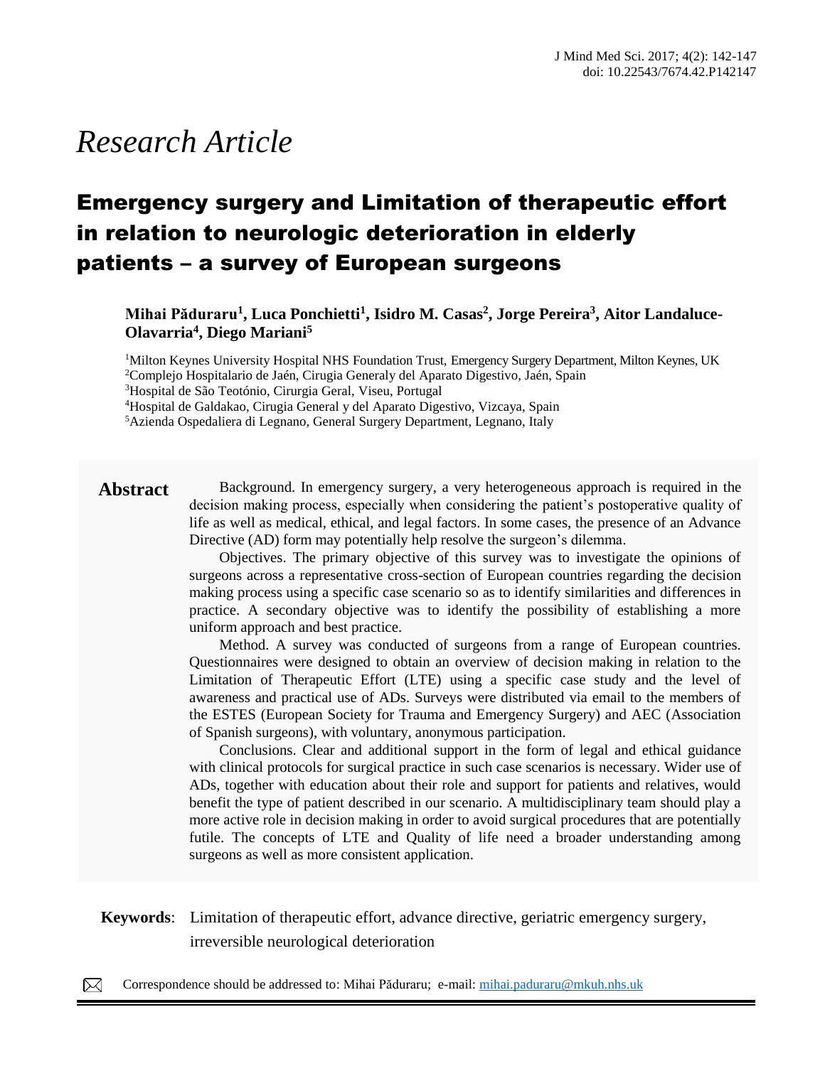# Research Article

## Emergency surgery and Limitation of therapeutic effort in relation to neurologic deterioration in elderly patients – a survey of European surgeons

**Mihai Păduraru[1], Luca Ponchietti[1], Isidro M. Casas[2], Jorge Pereira[3], Aitor Landaluce-Olavarria[4], Diego Mariani[5]**

[1]Milton Keynes University Hospital NHS Foundation Trust, Emergency Surgery Department, Milton Keynes, UK
[2]Complejo Hospitalario de Jaén, Cirugia Generaly del Aparato Digestivo, Jaén, Spain
[3]Hospital de São Teotónio, Cirurgia Geral, Viseu, Portugal
[4]Hospital de Galdakao, Cirugia General y del Aparato Digestivo, Vizcaya, Spain
[5]Azienda Ospedaliera di Legnano, General Surgery Department, Legnano, Italy

**Abstract**

Background. In emergency surgery, a very heterogeneous approach is required in the decision making process, especially when considering the patient's postoperative quality of life as well as medical, ethical, and legal factors. In some cases, the presence of an Advance Directive (AD) form may potentially help resolve the surgeon's dilemma.

Objectives. The primary objective of this survey was to investigate the opinions of surgeons across a representative cross-section of European countries regarding the decision making process using a specific case scenario so as to identify similarities and differences in practice. A secondary objective was to identify the possibility of establishing a more uniform approach and best practice.

Method. A survey was conducted of surgeons from a range of European countries. Questionnaires were designed to obtain an overview of decision making in relation to the Limitation of Therapeutic Effort (LTE) using a specific case study and the level of awareness and practical use of ADs. Surveys were distributed via email to the members of the ESTES (European Society for Trauma and Emergency Surgery) and AEC (Association of Spanish surgeons), with voluntary, anonymous participation.

Conclusions. Clear and additional support in the form of legal and ethical guidance with clinical protocols for surgical practice in such case scenarios is necessary. Wider use of ADs, together with education about their role and support for patients and relatives, would benefit the type of patient described in our scenario. A multidisciplinary team should play a more active role in decision making in order to avoid surgical procedures that are potentially futile. The concepts of LTE and Quality of life need a broader understanding among surgeons as well as more consistent application.

**Keywords**: Limitation of therapeutic effort, advance directive, geriatric emergency surgery, irreversible neurological deterioration

Correspondence should be addressed to: Mihai Păduraru; e-mail: mihai.paduraru@mkuh.nhs.uk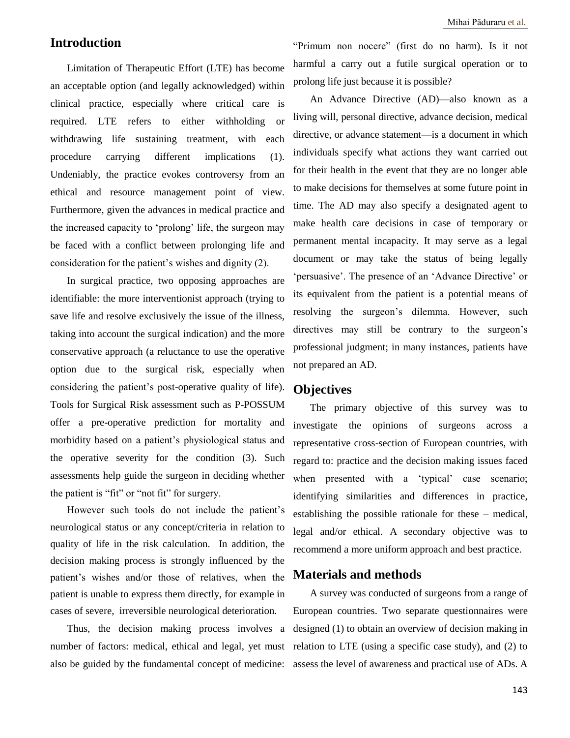## Introduction

Limitation of Therapeutic Effort (LTE) has become an acceptable option (and legally acknowledged) within clinical practice, especially where critical care is required. LTE refers to either withholding or withdrawing life sustaining treatment, with each procedure carrying different implications (1). Undeniably, the practice evokes controversy from an ethical and resource management point of view. Furthermore, given the advances in medical practice and the increased capacity to 'prolong' life, the surgeon may be faced with a conflict between prolonging life and consideration for the patient's wishes and dignity (2).

In surgical practice, two opposing approaches are identifiable: the more interventionist approach (trying to save life and resolve exclusively the issue of the illness, taking into account the surgical indication) and the more conservative approach (a reluctance to use the operative option due to the surgical risk, especially when considering the patient's post-operative quality of life). Tools for Surgical Risk assessment such as P-POSSUM offer a pre-operative prediction for mortality and morbidity based on a patient's physiological status and the operative severity for the condition (3). Such assessments help guide the surgeon in deciding whether the patient is "fit" or "not fit" for surgery.

However such tools do not include the patient's neurological status or any concept/criteria in relation to quality of life in the risk calculation. In addition, the decision making process is strongly influenced by the patient's wishes and/or those of relatives, when the patient is unable to express them directly, for example in cases of severe, irreversible neurological deterioration.

Thus, the decision making process involves a number of factors: medical, ethical and legal, yet must also be guided by the fundamental concept of medicine: "Primum non nocere" (first do no harm). Is it not harmful a carry out a futile surgical operation or to prolong life just because it is possible?

An Advance Directive (AD)—also known as a living will, personal directive, advance decision, medical directive, or advance statement—is a document in which individuals specify what actions they want carried out for their health in the event that they are no longer able to make decisions for themselves at some future point in time. The AD may also specify a designated agent to make health care decisions in case of temporary or permanent mental incapacity. It may serve as a legal document or may take the status of being legally 'persuasive'. The presence of an 'Advance Directive' or its equivalent from the patient is a potential means of resolving the surgeon's dilemma. However, such directives may still be contrary to the surgeon's professional judgment; in many instances, patients have not prepared an AD.

## Objectives

The primary objective of this survey was to investigate the opinions of surgeons across a representative cross-section of European countries, with regard to: practice and the decision making issues faced when presented with a 'typical' case scenario; identifying similarities and differences in practice, establishing the possible rationale for these – medical, legal and/or ethical. A secondary objective was to recommend a more uniform approach and best practice.

## Materials and methods

A survey was conducted of surgeons from a range of European countries. Two separate questionnaires were designed (1) to obtain an overview of decision making in relation to LTE (using a specific case study), and (2) to assess the level of awareness and practical use of ADs. A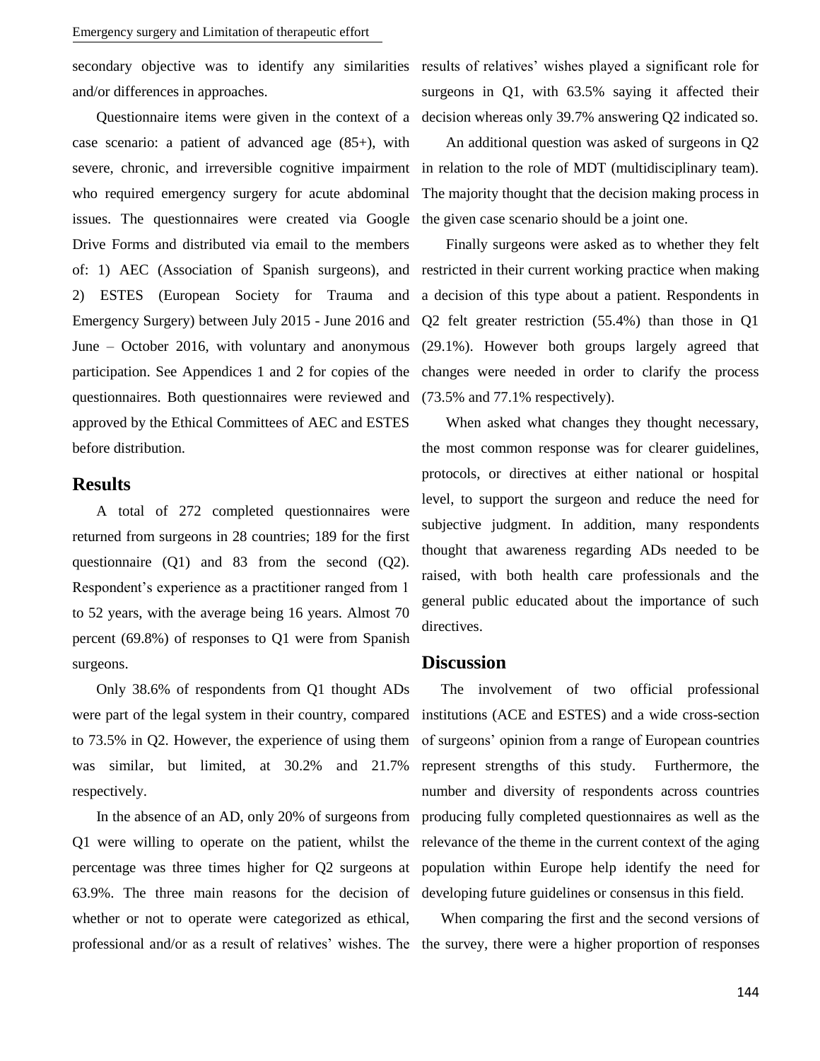secondary objective was to identify any similarities and/or differences in approaches.

Questionnaire items were given in the context of a case scenario: a patient of advanced age (85+), with severe, chronic, and irreversible cognitive impairment who required emergency surgery for acute abdominal issues. The questionnaires were created via Google Drive Forms and distributed via email to the members of: 1) AEC (Association of Spanish surgeons), and 2) ESTES (European Society for Trauma and Emergency Surgery) between July 2015 - June 2016 and June – October 2016, with voluntary and anonymous participation. See Appendices 1 and 2 for copies of the questionnaires. Both questionnaires were reviewed and approved by the Ethical Committees of AEC and ESTES before distribution.

## Results

A total of 272 completed questionnaires were returned from surgeons in 28 countries; 189 for the first questionnaire (Q1) and 83 from the second (Q2). Respondent's experience as a practitioner ranged from 1 to 52 years, with the average being 16 years. Almost 70 percent (69.8%) of responses to Q1 were from Spanish surgeons.

Only 38.6% of respondents from Q1 thought ADs were part of the legal system in their country, compared to 73.5% in Q2. However, the experience of using them was similar, but limited, at 30.2% and 21.7% respectively.

In the absence of an AD, only 20% of surgeons from Q1 were willing to operate on the patient, whilst the percentage was three times higher for Q2 surgeons at 63.9%. The three main reasons for the decision of whether or not to operate were categorized as ethical, professional and/or as a result of relatives' wishes. The results of relatives' wishes played a significant role for surgeons in Q1, with 63.5% saying it affected their decision whereas only 39.7% answering Q2 indicated so.

An additional question was asked of surgeons in Q2 in relation to the role of MDT (multidisciplinary team). The majority thought that the decision making process in the given case scenario should be a joint one.

Finally surgeons were asked as to whether they felt restricted in their current working practice when making a decision of this type about a patient. Respondents in Q2 felt greater restriction (55.4%) than those in Q1 (29.1%). However both groups largely agreed that changes were needed in order to clarify the process (73.5% and 77.1% respectively).

When asked what changes they thought necessary, the most common response was for clearer guidelines, protocols, or directives at either national or hospital level, to support the surgeon and reduce the need for subjective judgment. In addition, many respondents thought that awareness regarding ADs needed to be raised, with both health care professionals and the general public educated about the importance of such directives.

## Discussion

The involvement of two official professional institutions (ACE and ESTES) and a wide cross-section of surgeons' opinion from a range of European countries represent strengths of this study. Furthermore, the number and diversity of respondents across countries producing fully completed questionnaires as well as the relevance of the theme in the current context of the aging population within Europe help identify the need for developing future guidelines or consensus in this field.

When comparing the first and the second versions of the survey, there were a higher proportion of responses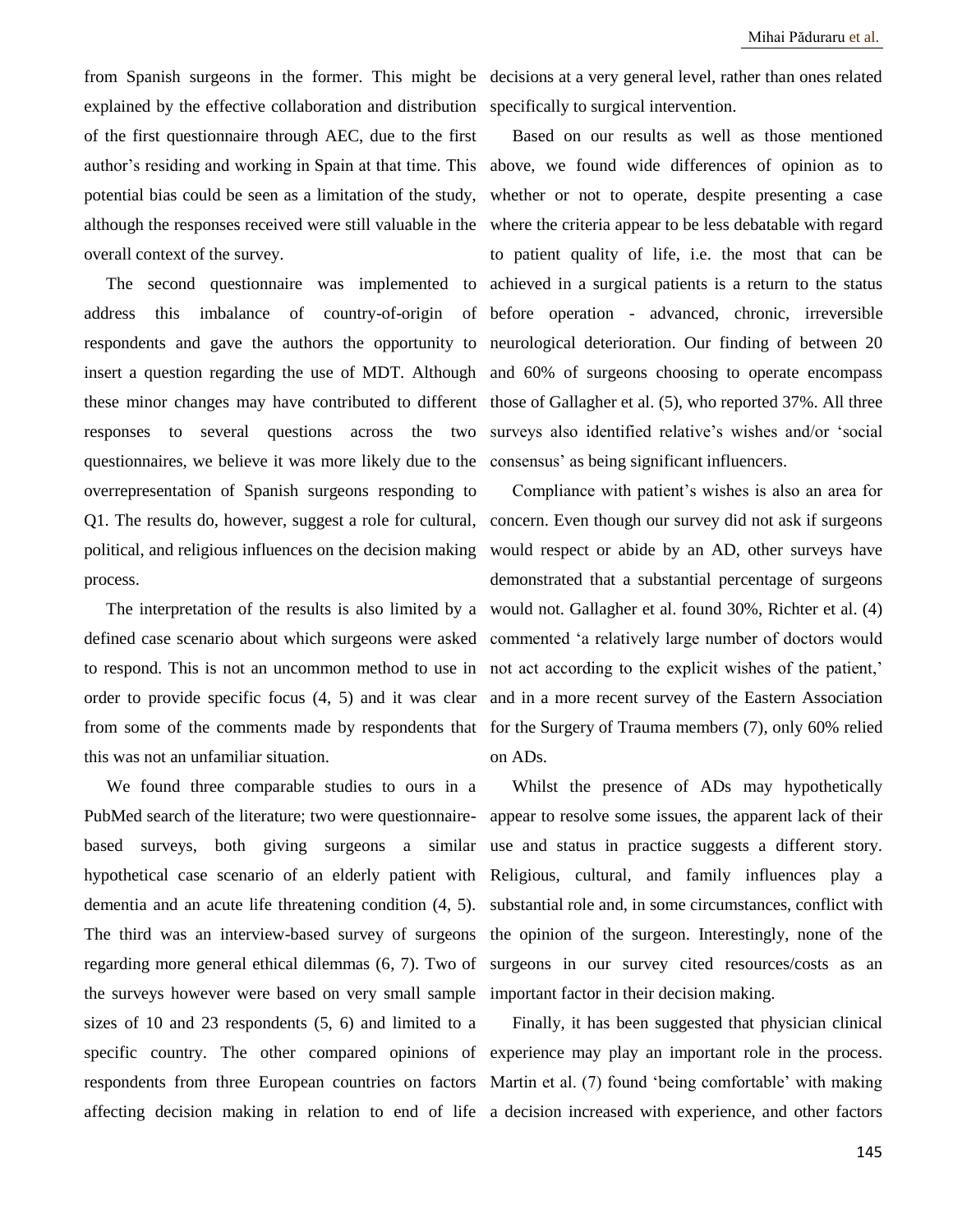from Spanish surgeons in the former. This might be explained by the effective collaboration and distribution of the first questionnaire through AEC, due to the first author's residing and working in Spain at that time. This potential bias could be seen as a limitation of the study, although the responses received were still valuable in the overall context of the survey.

The second questionnaire was implemented to address this imbalance of country-of-origin of respondents and gave the authors the opportunity to insert a question regarding the use of MDT. Although these minor changes may have contributed to different responses to several questions across the two questionnaires, we believe it was more likely due to the overrepresentation of Spanish surgeons responding to Q1. The results do, however, suggest a role for cultural, political, and religious influences on the decision making process.

The interpretation of the results is also limited by a defined case scenario about which surgeons were asked to respond. This is not an uncommon method to use in order to provide specific focus (4, 5) and it was clear from some of the comments made by respondents that this was not an unfamiliar situation.

We found three comparable studies to ours in a PubMed search of the literature; two were questionnaire-based surveys, both giving surgeons a similar hypothetical case scenario of an elderly patient with dementia and an acute life threatening condition (4, 5). The third was an interview-based survey of surgeons regarding more general ethical dilemmas (6, 7). Two of the surveys however were based on very small sample sizes of 10 and 23 respondents (5, 6) and limited to a specific country. The other compared opinions of respondents from three European countries on factors affecting decision making in relation to end of life decisions at a very general level, rather than ones related specifically to surgical intervention.

Based on our results as well as those mentioned above, we found wide differences of opinion as to whether or not to operate, despite presenting a case where the criteria appear to be less debatable with regard to patient quality of life, i.e. the most that can be achieved in a surgical patients is a return to the status before operation - advanced, chronic, irreversible neurological deterioration. Our finding of between 20 and 60% of surgeons choosing to operate encompass those of Gallagher et al. (5), who reported 37%. All three surveys also identified relative's wishes and/or 'social consensus' as being significant influencers.

Compliance with patient's wishes is also an area for concern. Even though our survey did not ask if surgeons would respect or abide by an AD, other surveys have demonstrated that a substantial percentage of surgeons would not. Gallagher et al. found 30%, Richter et al. (4) commented 'a relatively large number of doctors would not act according to the explicit wishes of the patient,' and in a more recent survey of the Eastern Association for the Surgery of Trauma members (7), only 60% relied on ADs.

Whilst the presence of ADs may hypothetically appear to resolve some issues, the apparent lack of their use and status in practice suggests a different story. Religious, cultural, and family influences play a substantial role and, in some circumstances, conflict with the opinion of the surgeon. Interestingly, none of the surgeons in our survey cited resources/costs as an important factor in their decision making.

Finally, it has been suggested that physician clinical experience may play an important role in the process. Martin et al. (7) found 'being comfortable' with making a decision increased with experience, and other factors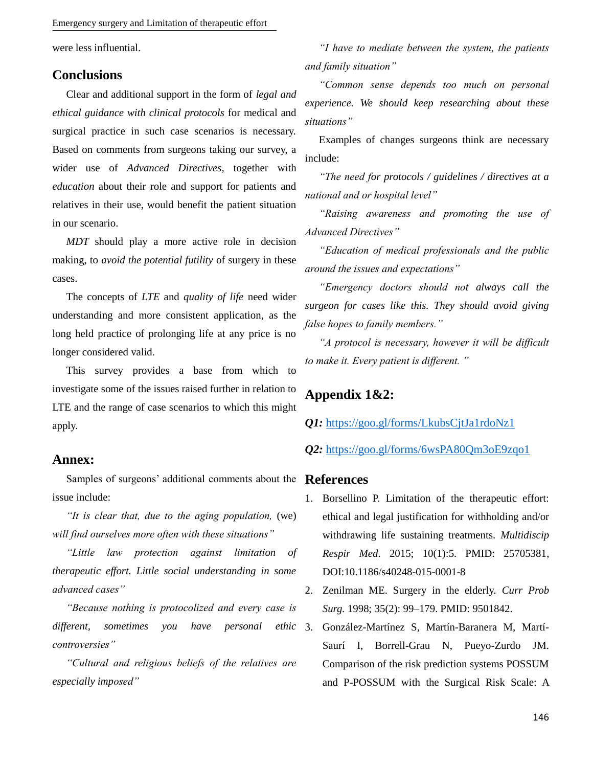were less influential.

## Conclusions

Clear and additional support in the form of *legal and ethical guidance with clinical protocols* for medical and surgical practice in such case scenarios is necessary. Based on comments from surgeons taking our survey, a wider use of *Advanced Directives*, together with *education* about their role and support for patients and relatives in their use, would benefit the patient situation in our scenario.

*MDT* should play a more active role in decision making, to *avoid the potential futility* of surgery in these cases.

The concepts of *LTE* and *quality of life* need wider understanding and more consistent application, as the long held practice of prolonging life at any price is no longer considered valid.

This survey provides a base from which to investigate some of the issues raised further in relation to LTE and the range of case scenarios to which this might apply.

## Annex:

Samples of surgeons' additional comments about the issue include:

*"It is clear that, due to the aging population,* (we) *will find ourselves more often with these situations"*

*"Little law protection against limitation of therapeutic effort. Little social understanding in some advanced cases"*

*"Because nothing is protocolized and every case is different, sometimes you have personal ethic controversies"*

*"Cultural and religious beliefs of the relatives are especially imposed"*

*"I have to mediate between the system, the patients and family situation"*

*"Common sense depends too much on personal experience. We should keep researching about these situations"*

Examples of changes surgeons think are necessary include:

*"The need for protocols / guidelines / directives at a national and or hospital level"*

*"Raising awareness and promoting the use of Advanced Directives"*

*"Education of medical professionals and the public around the issues and expectations"*

*"Emergency doctors should not always call the surgeon for cases like this. They should avoid giving false hopes to family members."*

*"A protocol is necessary, however it will be difficult to make it. Every patient is different. "*

## Appendix 1&2:

***Q1:*** https://goo.gl/forms/LkubsCjtJa1rdoNz1

***Q2:*** https://goo.gl/forms/6wsPA80Qm3oE9zqo1

## References

1. Borsellino P. Limitation of the therapeutic effort: ethical and legal justification for withholding and/or withdrawing life sustaining treatments. *Multidiscip Respir Med*. 2015; 10(1):5. PMID: 25705381, DOI:10.1186/s40248-015-0001-8
2. Zenilman ME. Surgery in the elderly. *Curr Prob Surg*. 1998; 35(2): 99–179. PMID: 9501842.
3. González-Martínez S, Martín-Baranera M, Martí-Saurí I, Borrell-Grau N, Pueyo-Zurdo JM. Comparison of the risk prediction systems POSSUM and P-POSSUM with the Surgical Risk Scale: A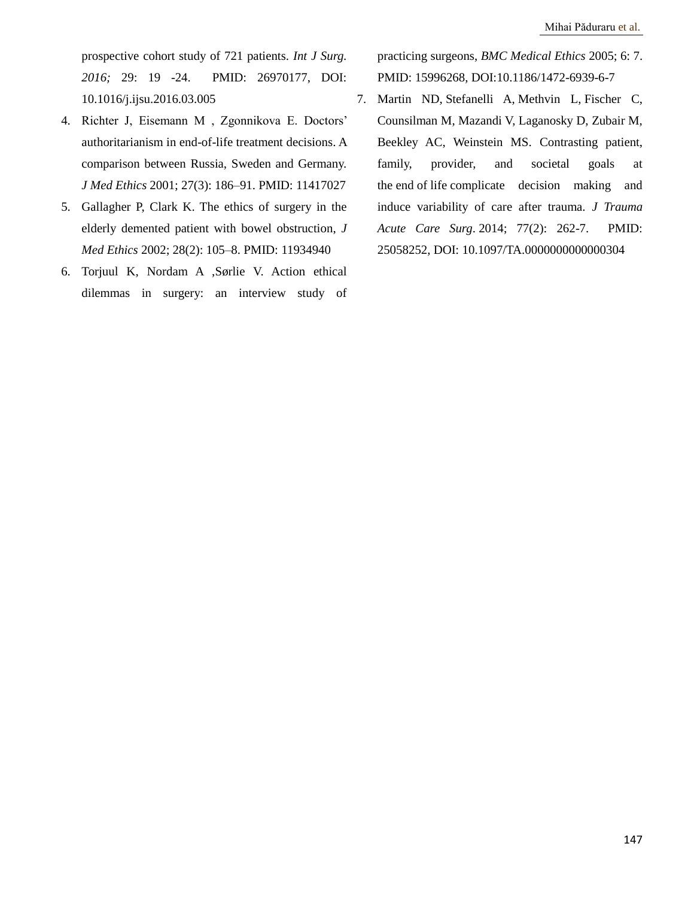prospective cohort study of 721 patients. *Int J Surg. 2016;* 29: 19 -24. PMID: 26970177, DOI: 10.1016/j.ijsu.2016.03.005

4. Richter J, Eisemann M , Zgonnikova E. Doctors' authoritarianism in end-of-life treatment decisions. A comparison between Russia, Sweden and Germany. *J Med Ethics* 2001; 27(3): 186–91. PMID: 11417027
5. Gallagher P, Clark K. The ethics of surgery in the elderly demented patient with bowel obstruction, *J Med Ethics* 2002; 28(2): 105–8. PMID: 11934940
6. Torjuul K, Nordam A ,Sørlie V. Action ethical dilemmas in surgery: an interview study of practicing surgeons, *BMC Medical Ethics* 2005; 6: 7. PMID: 15996268, DOI:10.1186/1472-6939-6-7
7. Martin ND, Stefanelli A, Methvin L, Fischer C, Counsilman M, Mazandi V, Laganosky D, Zubair M, Beekley AC, Weinstein MS. Contrasting patient, family, provider, and societal goals at the end of life complicate decision making and induce variability of care after trauma. *J Trauma Acute Care Surg*. 2014; 77(2): 262-7. PMID: 25058252, DOI: 10.1097/TA.0000000000000304